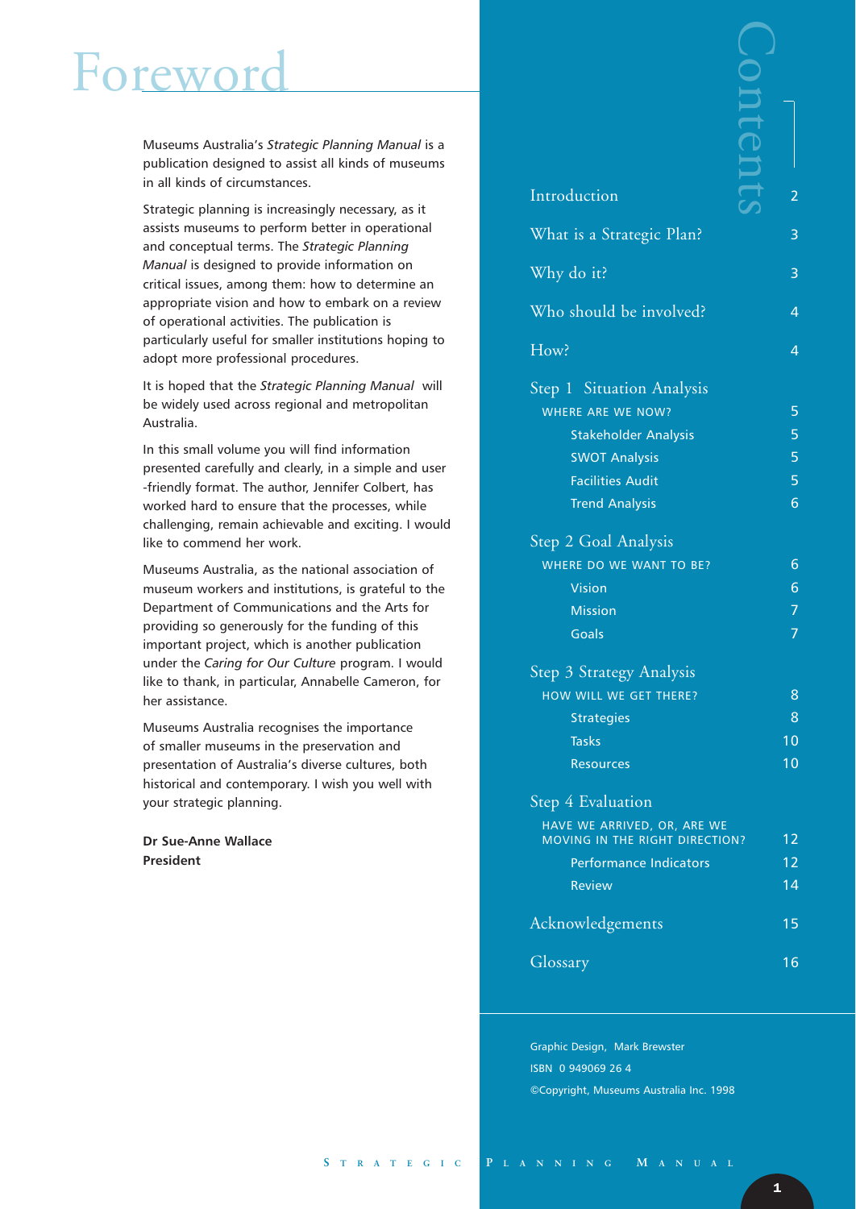# Foreword

Museums Australia's *Strategic Planning Manual* is a publication designed to assist all kinds of museums in all kinds of circumstances.

Strategic planning is increasingly necessary, as it assists museums to perform better in operational and conceptual terms. The *Strategic Planning Manual* is designed to provide information on critical issues, among them: how to determine an appropriate vision and how to embark on a review of operational activities. The publication is particularly useful for smaller institutions hoping to adopt more professional procedures.

It is hoped that the *Strategic Planning Manual* will be widely used across regional and metropolitan Australia.

In this small volume you will find information presented carefully and clearly, in a simple and user-friendly format. The author, Jennifer Colbert, has worked hard to ensure that the processes, while challenging, remain achievable and exciting. I would like to commend her work.

Museums Australia, as the national association of museum workers and institutions, is grateful to the Department of Communications and the Arts for providing so generously for the funding of this important project, which is another publication under the *Caring for Our Culture* program. I would like to thank, in particular, Annabelle Cameron, for her assistance.

Museums Australia recognises the importance of smaller museums in the preservation and presentation of Australia's diverse cultures, both historical and contemporary. I wish you well with your strategic planning.

**Dr Sue-Anne Wallace**
**President**

# Contents

| | |
|---|---|
| Introduction | 2 |
| What is a Strategic Plan? | 3 |
| Why do it? | 3 |
| Who should be involved? | 4 |
| How? | 4 |
| **Step 1 Situation Analysis** | |
| WHERE ARE WE NOW? | 5 |
| Stakeholder Analysis | 5 |
| SWOT Analysis | 5 |
| Facilities Audit | 5 |
| Trend Analysis | 6 |
| **Step 2 Goal Analysis** | |
| WHERE DO WE WANT TO BE? | 6 |
| Vision | 6 |
| Mission | 7 |
| Goals | 7 |
| **Step 3 Strategy Analysis** | |
| HOW WILL WE GET THERE? | 8 |
| Strategies | 8 |
| Tasks | 10 |
| Resources | 10 |
| **Step 4 Evaluation** | |
| HAVE WE ARRIVED, OR, ARE WE MOVING IN THE RIGHT DIRECTION? | 12 |
| Performance Indicators | 12 |
| Review | 14 |
| Acknowledgements | 15 |
| Glossary | 16 |

Graphic Design, Mark Brewster

ISBN 0 949069 26 4

©Copyright, Museums Australia Inc. 1998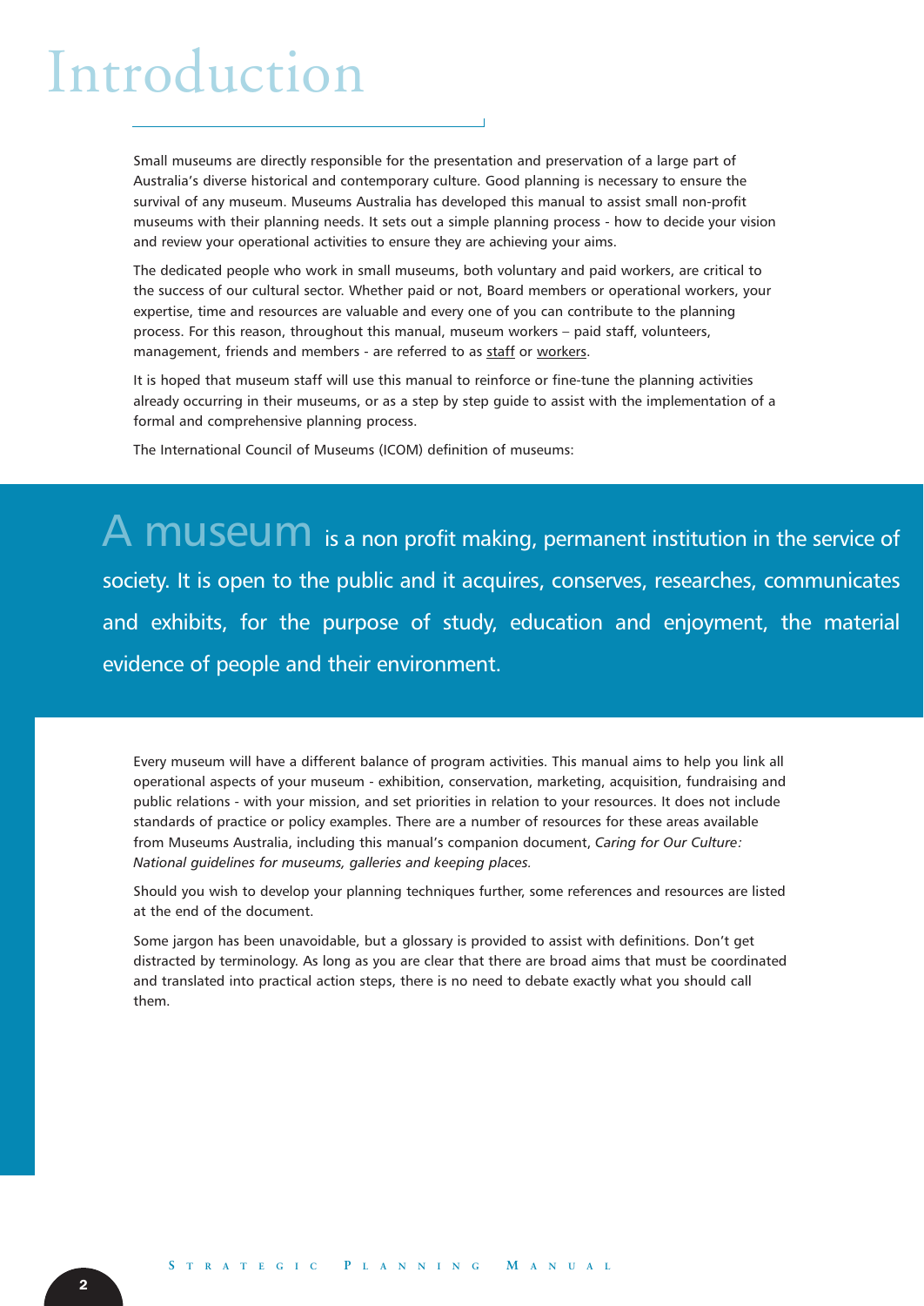# Introduction

Small museums are directly responsible for the presentation and preservation of a large part of Australia's diverse historical and contemporary culture. Good planning is necessary to ensure the survival of any museum. Museums Australia has developed this manual to assist small non-profit museums with their planning needs. It sets out a simple planning process - how to decide your vision and review your operational activities to ensure they are achieving your aims.

The dedicated people who work in small museums, both voluntary and paid workers, are critical to the success of our cultural sector. Whether paid or not, Board members or operational workers, your expertise, time and resources are valuable and every one of you can contribute to the planning process. For this reason, throughout this manual, museum workers – paid staff, volunteers, management, friends and members - are referred to as <u>staff</u> or <u>workers</u>.

It is hoped that museum staff will use this manual to reinforce or fine-tune the planning activities already occurring in their museums, or as a step by step guide to assist with the implementation of a formal and comprehensive planning process.

The International Council of Museums (ICOM) definition of museums:

> **A museum** is a non profit making, permanent institution in the service of society. It is open to the public and it acquires, conserves, researches, communicates and exhibits, for the purpose of study, education and enjoyment, the material evidence of people and their environment.

Every museum will have a different balance of program activities. This manual aims to help you link all operational aspects of your museum - exhibition, conservation, marketing, acquisition, fundraising and public relations - with your mission, and set priorities in relation to your resources. It does not include standards of practice or policy examples. There are a number of resources for these areas available from Museums Australia, including this manual's companion document, *Caring for Our Culture: National guidelines for museums, galleries and keeping places.*

Should you wish to develop your planning techniques further, some references and resources are listed at the end of the document.

Some jargon has been unavoidable, but a glossary is provided to assist with definitions. Don't get distracted by terminology. As long as you are clear that there are broad aims that must be coordinated and translated into practical action steps, there is no need to debate exactly what you should call them.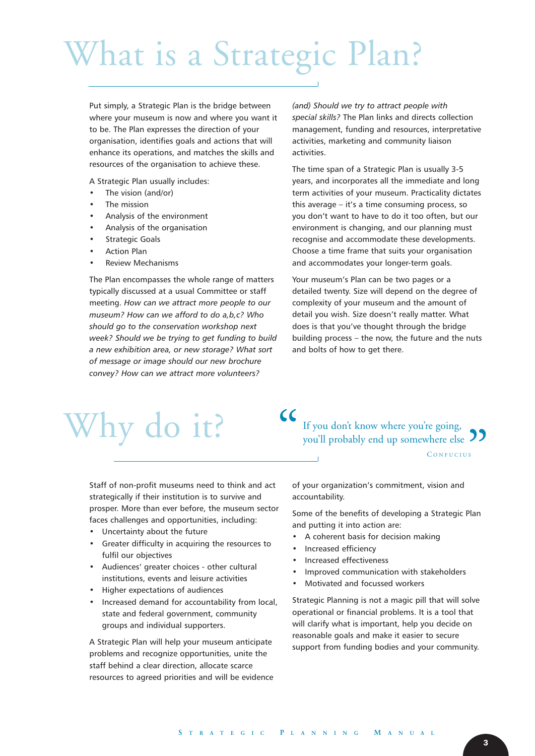# What is a Strategic Plan?

Put simply, a Strategic Plan is the bridge between where your museum is now and where you want it to be. The Plan expresses the direction of your organisation, identifies goals and actions that will enhance its operations, and matches the skills and resources of the organisation to achieve these.

A Strategic Plan usually includes:

- The vision (and/or)
- The mission
- Analysis of the environment
- Analysis of the organisation
- Strategic Goals
- Action Plan
- Review Mechanisms

The Plan encompasses the whole range of matters typically discussed at a usual Committee or staff meeting. *How can we attract more people to our museum? How can we afford to do a,b,c? Who should go to the conservation workshop next week? Should we be trying to get funding to build a new exhibition area, or new storage? What sort of message or image should our new brochure convey? How can we attract more volunteers? (and) Should we try to attract people with special skills?* The Plan links and directs collection management, funding and resources, interpretative activities, marketing and community liaison activities.

The time span of a Strategic Plan is usually 3-5 years, and incorporates all the immediate and long term activities of your museum. Practicality dictates this average – it's a time consuming process, so you don't want to have to do it too often, but our environment is changing, and our planning must recognise and accommodate these developments. Choose a time frame that suits your organisation and accommodates your longer-term goals.

Your museum's Plan can be two pages or a detailed twenty. Size will depend on the degree of complexity of your museum and the amount of detail you wish. Size doesn't really matter. What does is that you've thought through the bridge building process – the now, the future and the nuts and bolts of how to get there.

# Why do it?

> "If you don't know where you're going, you'll probably end up somewhere else"
>
> Confucius

Staff of non-profit museums need to think and act strategically if their institution is to survive and prosper. More than ever before, the museum sector faces challenges and opportunities, including:

- Uncertainty about the future
- Greater difficulty in acquiring the resources to fulfil our objectives
- Audiences' greater choices - other cultural institutions, events and leisure activities
- Higher expectations of audiences
- Increased demand for accountability from local, state and federal government, community groups and individual supporters.

A Strategic Plan will help your museum anticipate problems and recognize opportunities, unite the staff behind a clear direction, allocate scarce resources to agreed priorities and will be evidence of your organization's commitment, vision and accountability.

Some of the benefits of developing a Strategic Plan and putting it into action are:

- A coherent basis for decision making
- Increased efficiency
- Increased effectiveness
- Improved communication with stakeholders
- Motivated and focussed workers

Strategic Planning is not a magic pill that will solve operational or financial problems. It is a tool that will clarify what is important, help you decide on reasonable goals and make it easier to secure support from funding bodies and your community.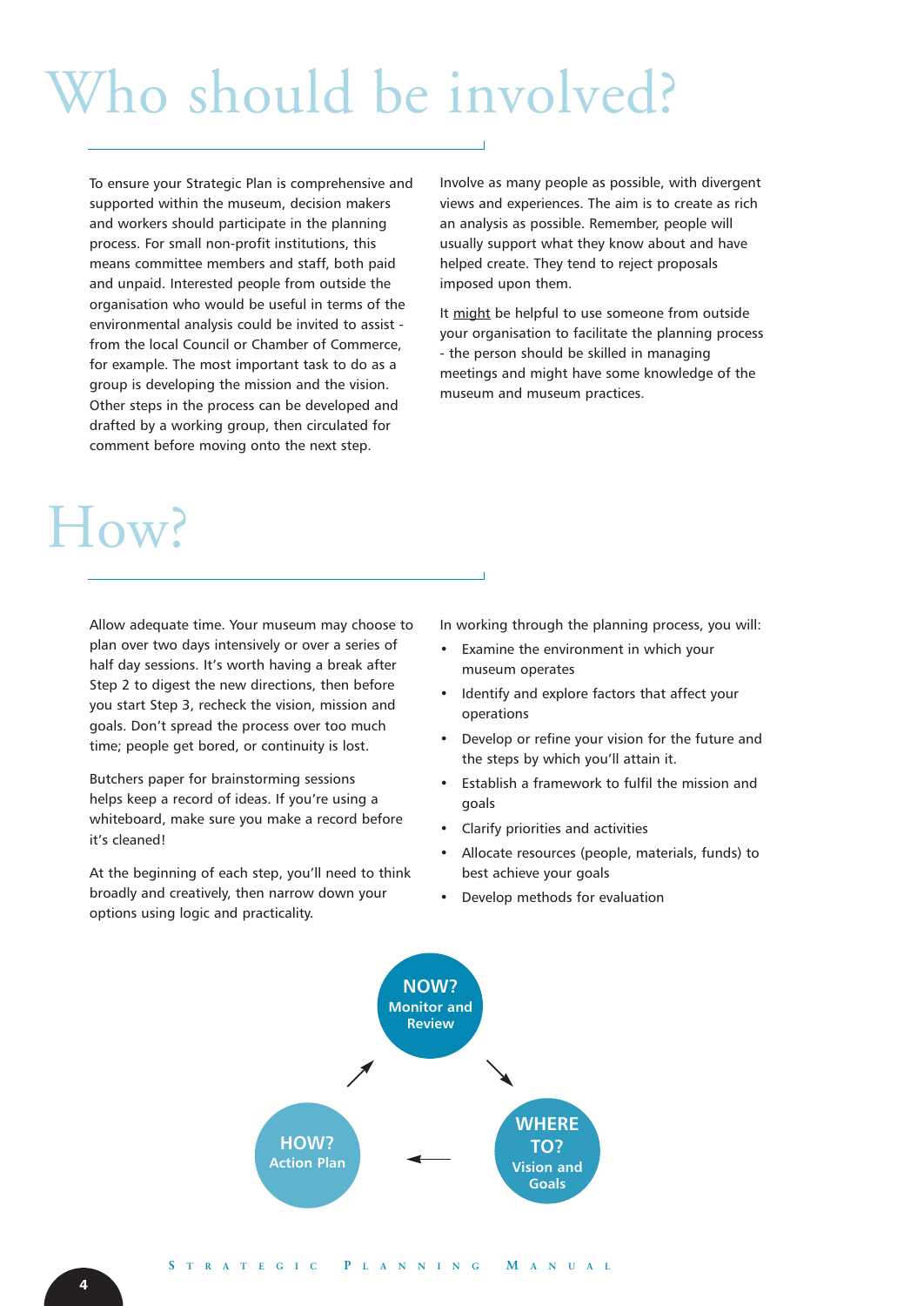# Who should be involved?

To ensure your Strategic Plan is comprehensive and supported within the museum, decision makers and workers should participate in the planning process. For small non-profit institutions, this means committee members and staff, both paid and unpaid. Interested people from outside the organisation who would be useful in terms of the environmental analysis could be invited to assist - from the local Council or Chamber of Commerce, for example. The most important task to do as a group is developing the mission and the vision. Other steps in the process can be developed and drafted by a working group, then circulated for comment before moving onto the next step.

Involve as many people as possible, with divergent views and experiences. The aim is to create as rich an analysis as possible. Remember, people will usually support what they know about and have helped create. They tend to reject proposals imposed upon them.

It might be helpful to use someone from outside your organisation to facilitate the planning process - the person should be skilled in managing meetings and might have some knowledge of the museum and museum practices.

# How?

Allow adequate time. Your museum may choose to plan over two days intensively or over a series of half day sessions. It's worth having a break after Step 2 to digest the new directions, then before you start Step 3, recheck the vision, mission and goals. Don't spread the process over too much time; people get bored, or continuity is lost.

Butchers paper for brainstorming sessions helps keep a record of ideas. If you're using a whiteboard, make sure you make a record before it's cleaned!

At the beginning of each step, you'll need to think broadly and creatively, then narrow down your options using logic and practicality.

In working through the planning process, you will:

- Examine the environment in which your museum operates
- Identify and explore factors that affect your operations
- Develop or refine your vision for the future and the steps by which you'll attain it.
- Establish a framework to fulfil the mission and goals
- Clarify priorities and activities
- Allocate resources (people, materials, funds) to best achieve your goals
- Develop methods for evaluation

NOW? Monitor and Review → WHERE TO? Vision and Goals → HOW? Action Plan → NOW? Monitor and Review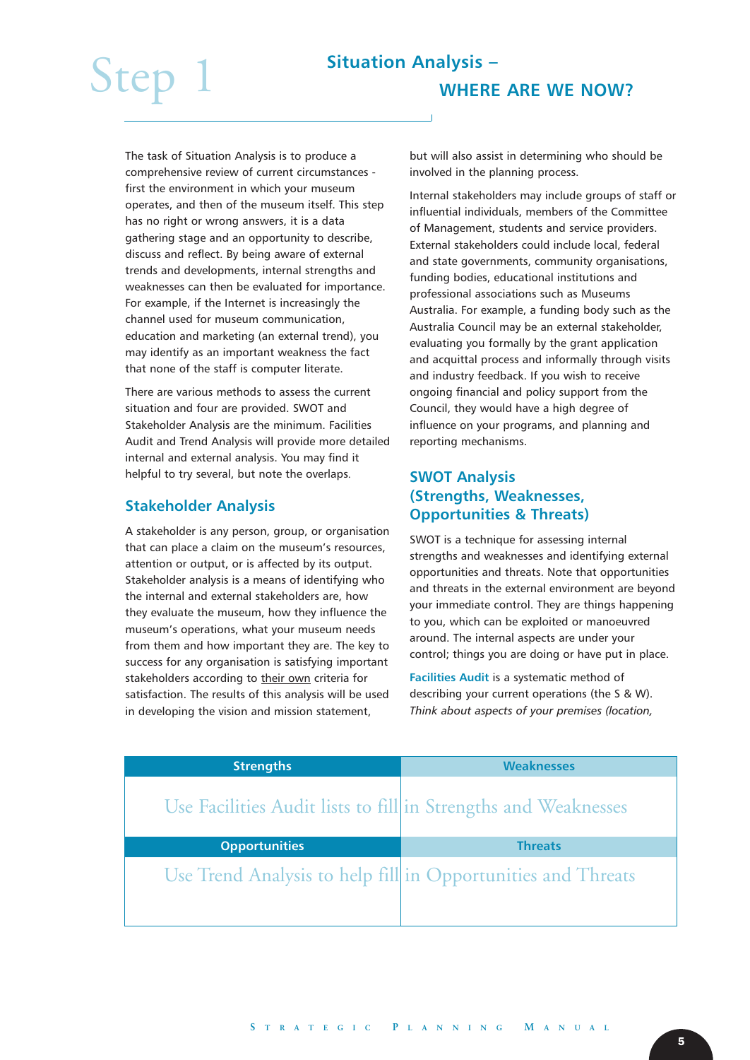# Step 1

## Situation Analysis – WHERE ARE WE NOW?

The task of Situation Analysis is to produce a comprehensive review of current circumstances - first the environment in which your museum operates, and then of the museum itself. This step has no right or wrong answers, it is a data gathering stage and an opportunity to describe, discuss and reflect. By being aware of external trends and developments, internal strengths and weaknesses can then be evaluated for importance. For example, if the Internet is increasingly the channel used for museum communication, education and marketing (an external trend), you may identify as an important weakness the fact that none of the staff is computer literate.

There are various methods to assess the current situation and four are provided. SWOT and Stakeholder Analysis are the minimum. Facilities Audit and Trend Analysis will provide more detailed internal and external analysis. You may find it helpful to try several, but note the overlaps.

### Stakeholder Analysis

A stakeholder is any person, group, or organisation that can place a claim on the museum's resources, attention or output, or is affected by its output. Stakeholder analysis is a means of identifying who the internal and external stakeholders are, how they evaluate the museum, how they influence the museum's operations, what your museum needs from them and how important they are. The key to success for any organisation is satisfying important stakeholders according to their own criteria for satisfaction. The results of this analysis will be used in developing the vision and mission statement, but will also assist in determining who should be involved in the planning process.

Internal stakeholders may include groups of staff or influential individuals, members of the Committee of Management, students and service providers. External stakeholders could include local, federal and state governments, community organisations, funding bodies, educational institutions and professional associations such as Museums Australia. For example, a funding body such as the Australia Council may be an external stakeholder, evaluating you formally by the grant application and acquittal process and informally through visits and industry feedback. If you wish to receive ongoing financial and policy support from the Council, they would have a high degree of influence on your programs, and planning and reporting mechanisms.

### SWOT Analysis (Strengths, Weaknesses, Opportunities & Threats)

SWOT is a technique for assessing internal strengths and weaknesses and identifying external opportunities and threats. Note that opportunities and threats in the external environment are beyond your immediate control. They are things happening to you, which can be exploited or manoeuvred around. The internal aspects are under your control; things you are doing or have put in place.

**Facilities Audit** is a systematic method of describing your current operations (the S & W). *Think about aspects of your premises (location,*

| Strengths | Weaknesses |
|---|---|
| Use Facilities Audit lists to fill | in Strengths and Weaknesses |
| **Opportunities** | **Threats** |
| Use Trend Analysis to help fill | in Opportunities and Threats |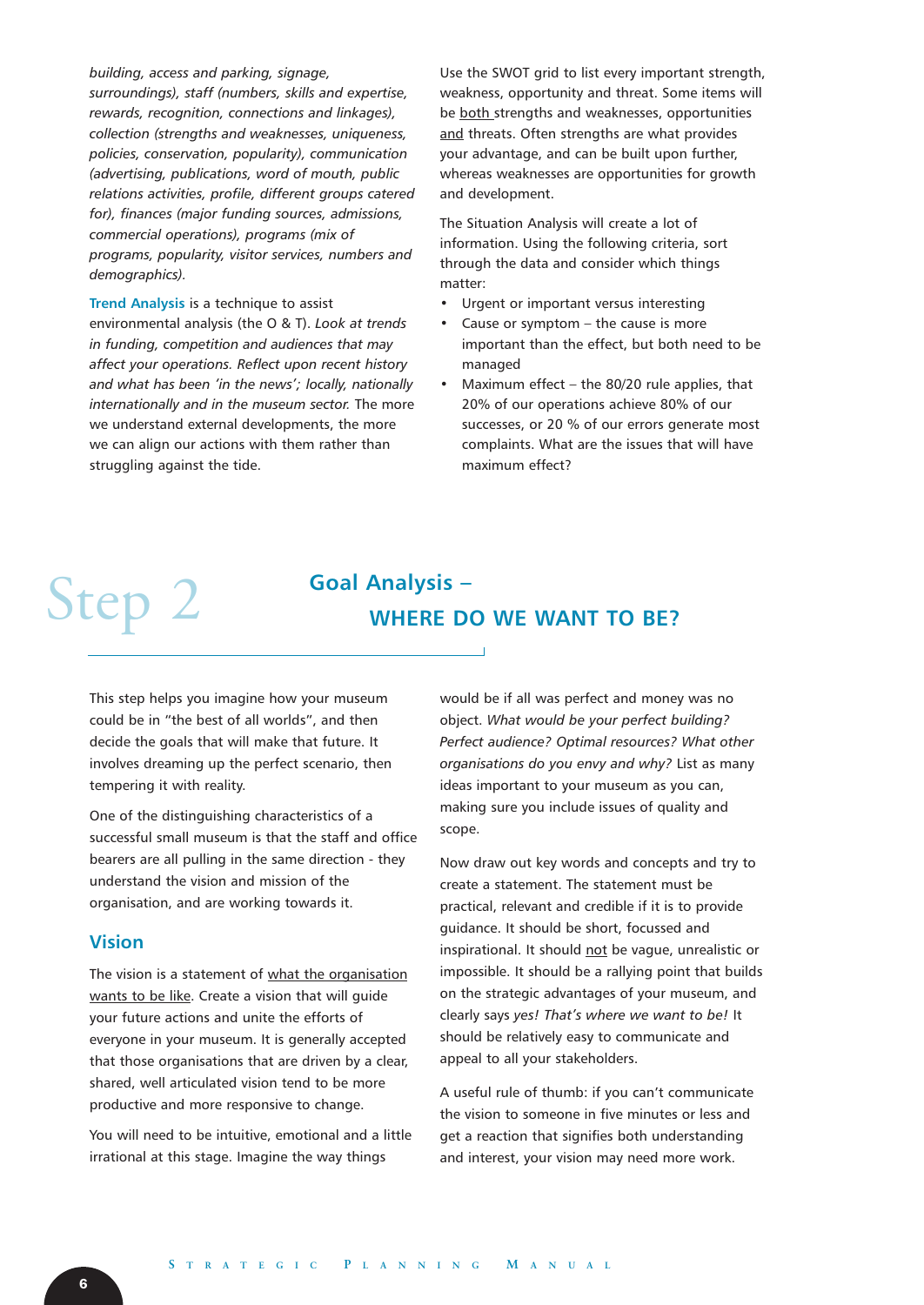*building, access and parking, signage, surroundings), staff (numbers, skills and expertise, rewards, recognition, connections and linkages), collection (strengths and weaknesses, uniqueness, policies, conservation, popularity), communication (advertising, publications, word of mouth, public relations activities, profile, different groups catered for), finances (major funding sources, admissions, commercial operations), programs (mix of programs, popularity, visitor services, numbers and demographics).*

**Trend Analysis** is a technique to assist environmental analysis (the O & T). *Look at trends in funding, competition and audiences that may affect your operations. Reflect upon recent history and what has been 'in the news'; locally, nationally internationally and in the museum sector.* The more we understand external developments, the more we can align our actions with them rather than struggling against the tide.

Use the SWOT grid to list every important strength, weakness, opportunity and threat. Some items will be both strengths and weaknesses, opportunities and threats. Often strengths are what provides your advantage, and can be built upon further, whereas weaknesses are opportunities for growth and development.

The Situation Analysis will create a lot of information. Using the following criteria, sort through the data and consider which things matter:

- Urgent or important versus interesting
- Cause or symptom – the cause is more important than the effect, but both need to be managed
- Maximum effect – the 80/20 rule applies, that 20% of our operations achieve 80% of our successes, or 20 % of our errors generate most complaints. What are the issues that will have maximum effect?

# Step 2 Goal Analysis – WHERE DO WE WANT TO BE?

This step helps you imagine how your museum could be in "the best of all worlds", and then decide the goals that will make that future. It involves dreaming up the perfect scenario, then tempering it with reality.

One of the distinguishing characteristics of a successful small museum is that the staff and office bearers are all pulling in the same direction - they understand the vision and mission of the organisation, and are working towards it.

## Vision

The vision is a statement of what the organisation wants to be like. Create a vision that will guide your future actions and unite the efforts of everyone in your museum. It is generally accepted that those organisations that are driven by a clear, shared, well articulated vision tend to be more productive and more responsive to change.

You will need to be intuitive, emotional and a little irrational at this stage. Imagine the way things would be if all was perfect and money was no object. *What would be your perfect building? Perfect audience? Optimal resources? What other organisations do you envy and why?* List as many ideas important to your museum as you can, making sure you include issues of quality and scope.

Now draw out key words and concepts and try to create a statement. The statement must be practical, relevant and credible if it is to provide guidance. It should be short, focussed and inspirational. It should not be vague, unrealistic or impossible. It should be a rallying point that builds on the strategic advantages of your museum, and clearly says *yes! That's where we want to be!* It should be relatively easy to communicate and appeal to all your stakeholders.

A useful rule of thumb: if you can't communicate the vision to someone in five minutes or less and get a reaction that signifies both understanding and interest, your vision may need more work.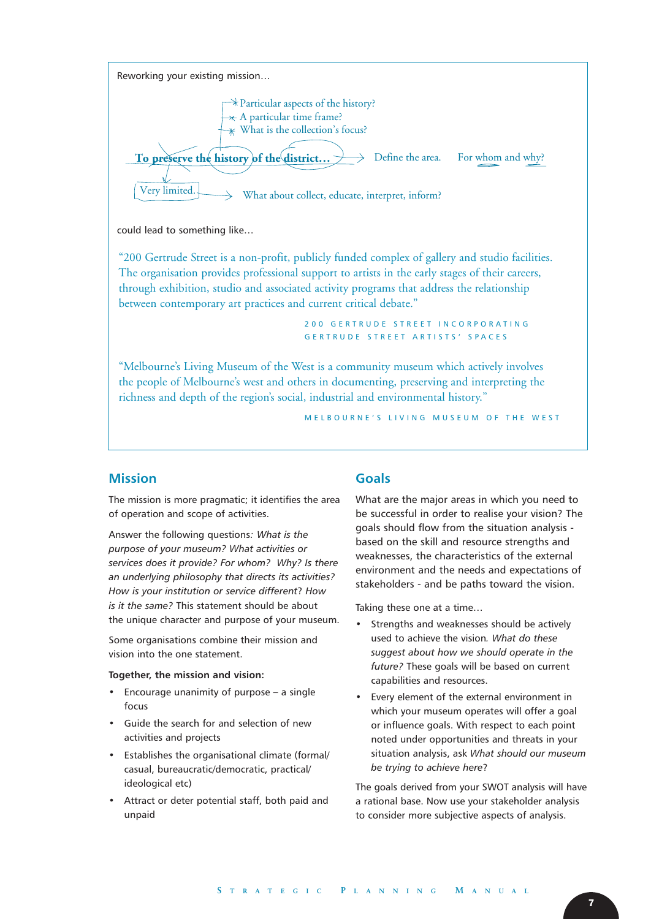Reworking your existing mission…

- Particular aspects of the history?
- A particular time frame?
- What is the collection's focus?

**To preserve the history of the district…** → Define the area. For whom and why?

Very limited. → What about collect, educate, interpret, inform?

could lead to something like…

"200 Gertrude Street is a non-profit, publicly funded complex of gallery and studio facilities. The organisation provides professional support to artists in the early stages of their careers, through exhibition, studio and associated activity programs that address the relationship between contemporary art practices and current critical debate."

200 GERTRUDE STREET INCORPORATING GERTRUDE STREET ARTISTS' SPACES

"Melbourne's Living Museum of the West is a community museum which actively involves the people of Melbourne's west and others in documenting, preserving and interpreting the richness and depth of the region's social, industrial and environmental history."

MELBOURNE'S LIVING MUSEUM OF THE WEST

## Mission

The mission is more pragmatic; it identifies the area of operation and scope of activities.

Answer the following questions*: What is the purpose of your museum? What activities or services does it provide? For whom? Why? Is there an underlying philosophy that directs its activities? How is your institution or service different*? *How is it the same?* This statement should be about the unique character and purpose of your museum.

Some organisations combine their mission and vision into the one statement.

**Together, the mission and vision:**

- Encourage unanimity of purpose – a single focus
- Guide the search for and selection of new activities and projects
- Establishes the organisational climate (formal/ casual, bureaucratic/democratic, practical/ ideological etc)
- Attract or deter potential staff, both paid and unpaid

## Goals

What are the major areas in which you need to be successful in order to realise your vision? The goals should flow from the situation analysis - based on the skill and resource strengths and weaknesses, the characteristics of the external environment and the needs and expectations of stakeholders - and be paths toward the vision.

Taking these one at a time…

- Strengths and weaknesses should be actively used to achieve the vision*. What do these suggest about how we should operate in the future?* These goals will be based on current capabilities and resources.
- Every element of the external environment in which your museum operates will offer a goal or influence goals. With respect to each point noted under opportunities and threats in your situation analysis, ask *What should our museum be trying to achieve here*?

The goals derived from your SWOT analysis will have a rational base. Now use your stakeholder analysis to consider more subjective aspects of analysis.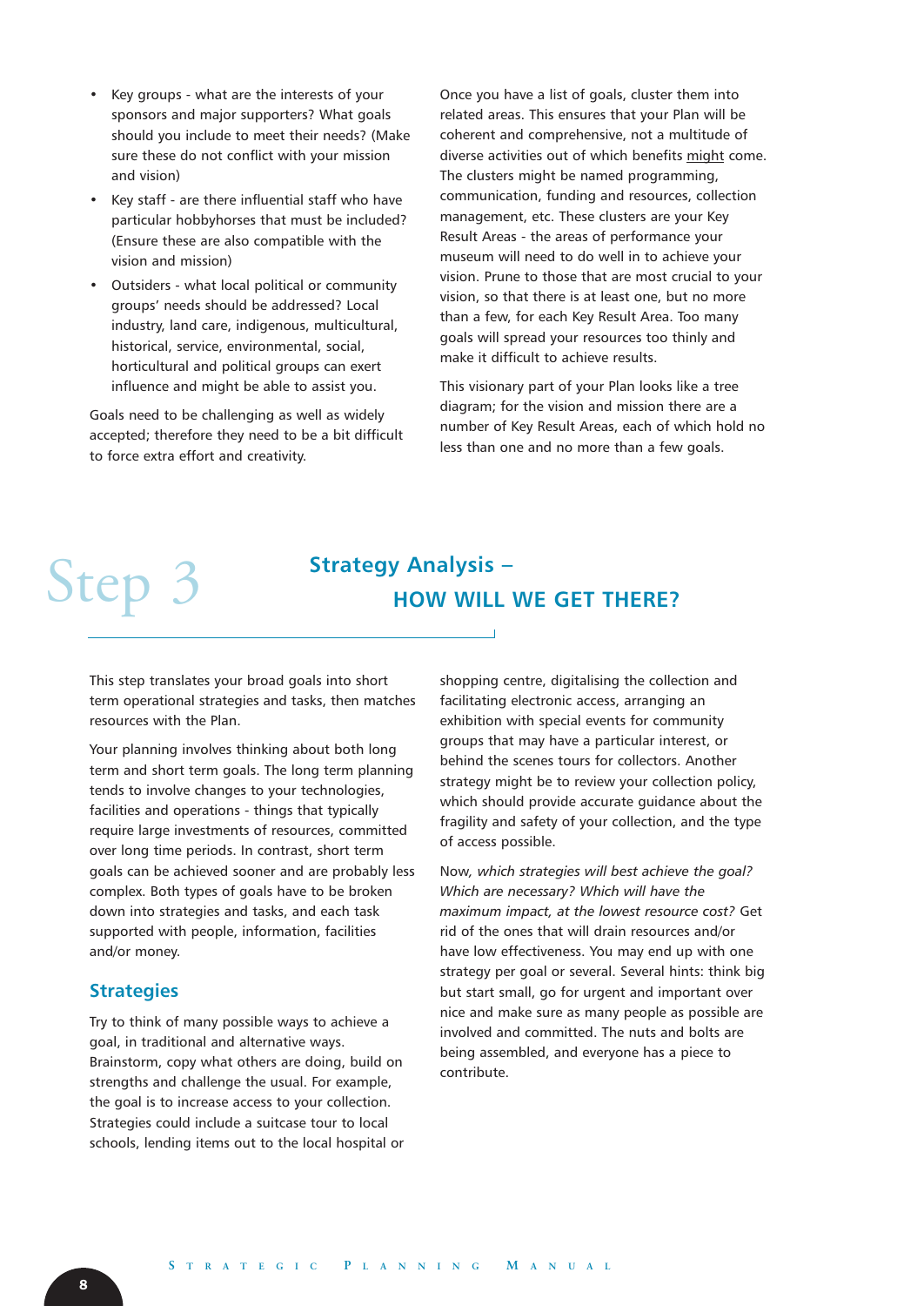- Key groups - what are the interests of your sponsors and major supporters? What goals should you include to meet their needs? (Make sure these do not conflict with your mission and vision)
- Key staff - are there influential staff who have particular hobbyhorses that must be included? (Ensure these are also compatible with the vision and mission)
- Outsiders - what local political or community groups' needs should be addressed? Local industry, land care, indigenous, multicultural, historical, service, environmental, social, horticultural and political groups can exert influence and might be able to assist you.

Goals need to be challenging as well as widely accepted; therefore they need to be a bit difficult to force extra effort and creativity.

Once you have a list of goals, cluster them into related areas. This ensures that your Plan will be coherent and comprehensive, not a multitude of diverse activities out of which benefits might come. The clusters might be named programming, communication, funding and resources, collection management, etc. These clusters are your Key Result Areas - the areas of performance your museum will need to do well in to achieve your vision. Prune to those that are most crucial to your vision, so that there is at least one, but no more than a few, for each Key Result Area. Too many goals will spread your resources too thinly and make it difficult to achieve results.

This visionary part of your Plan looks like a tree diagram; for the vision and mission there are a number of Key Result Areas, each of which hold no less than one and no more than a few goals.

# Step 3 Strategy Analysis – HOW WILL WE GET THERE?

This step translates your broad goals into short term operational strategies and tasks, then matches resources with the Plan.

Your planning involves thinking about both long term and short term goals. The long term planning tends to involve changes to your technologies, facilities and operations - things that typically require large investments of resources, committed over long time periods. In contrast, short term goals can be achieved sooner and are probably less complex. Both types of goals have to be broken down into strategies and tasks, and each task supported with people, information, facilities and/or money.

## Strategies

Try to think of many possible ways to achieve a goal, in traditional and alternative ways. Brainstorm, copy what others are doing, build on strengths and challenge the usual. For example, the goal is to increase access to your collection. Strategies could include a suitcase tour to local schools, lending items out to the local hospital or shopping centre, digitalising the collection and facilitating electronic access, arranging an exhibition with special events for community groups that may have a particular interest, or behind the scenes tours for collectors. Another strategy might be to review your collection policy, which should provide accurate guidance about the fragility and safety of your collection, and the type of access possible.

Now, *which strategies will best achieve the goal? Which are necessary? Which will have the maximum impact, at the lowest resource cost?* Get rid of the ones that will drain resources and/or have low effectiveness. You may end up with one strategy per goal or several. Several hints: think big but start small, go for urgent and important over nice and make sure as many people as possible are involved and committed. The nuts and bolts are being assembled, and everyone has a piece to contribute.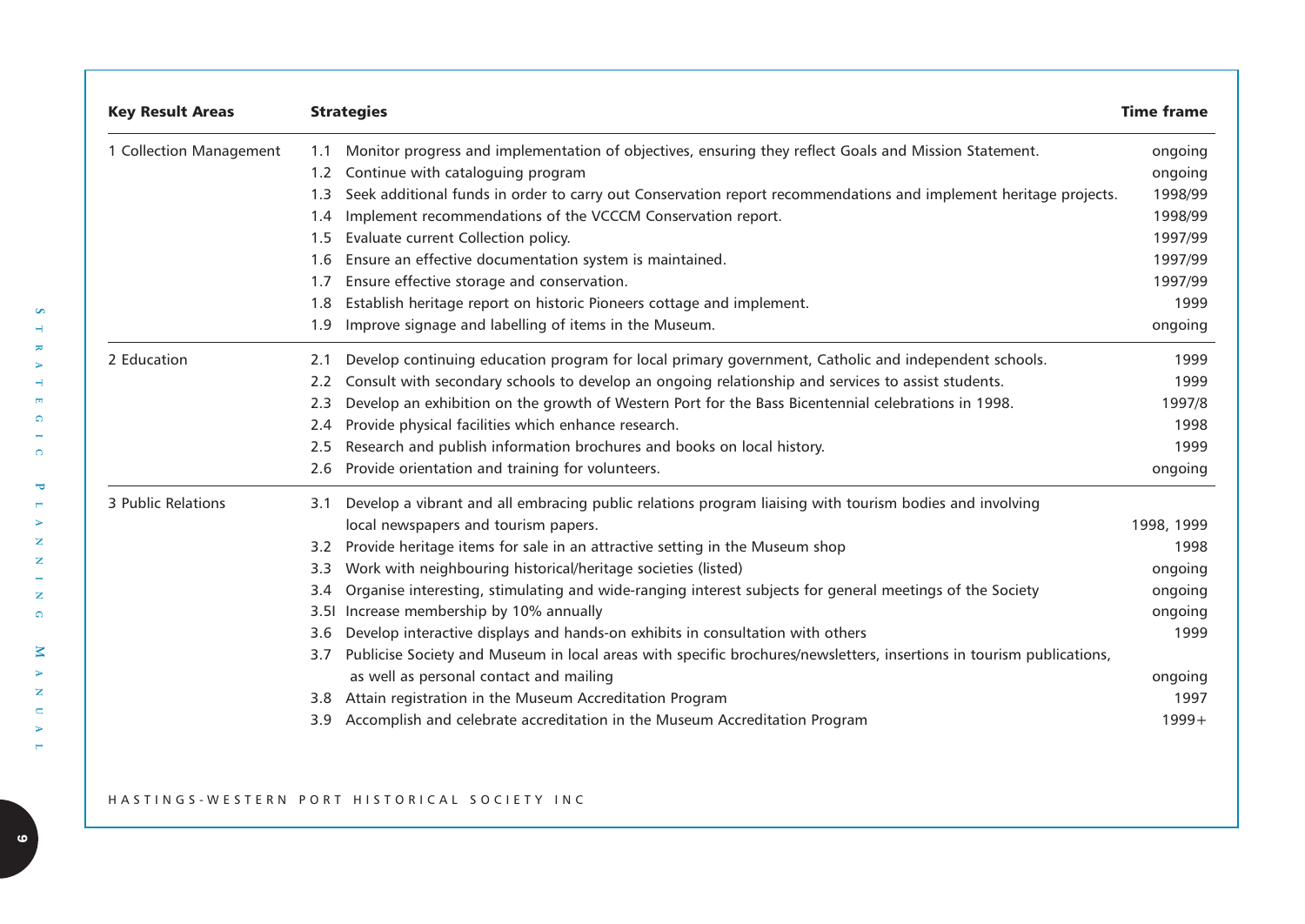| Key Result Areas | Strategies | Time frame |
|---|---|---|
| 1 Collection Management | 1.1 Monitor progress and implementation of objectives, ensuring they reflect Goals and Mission Statement. | ongoing |
| | 1.2 Continue with cataloguing program | ongoing |
| | 1.3 Seek additional funds in order to carry out Conservation report recommendations and implement heritage projects. | 1998/99 |
| | 1.4 Implement recommendations of the VCCCM Conservation report. | 1998/99 |
| | 1.5 Evaluate current Collection policy. | 1997/99 |
| | 1.6 Ensure an effective documentation system is maintained. | 1997/99 |
| | 1.7 Ensure effective storage and conservation. | 1997/99 |
| | 1.8 Establish heritage report on historic Pioneers cottage and implement. | 1999 |
| | 1.9 Improve signage and labelling of items in the Museum. | ongoing |
| 2 Education | 2.1 Develop continuing education program for local primary government, Catholic and independent schools. | 1999 |
| | 2.2 Consult with secondary schools to develop an ongoing relationship and services to assist students. | 1999 |
| | 2.3 Develop an exhibition on the growth of Western Port for the Bass Bicentennial celebrations in 1998. | 1997/8 |
| | 2.4 Provide physical facilities which enhance research. | 1998 |
| | 2.5 Research and publish information brochures and books on local history. | 1999 |
| | 2.6 Provide orientation and training for volunteers. | ongoing |
| 3 Public Relations | 3.1 Develop a vibrant and all embracing public relations program liaising with tourism bodies and involving local newspapers and tourism papers. | 1998, 1999 |
| | 3.2 Provide heritage items for sale in an attractive setting in the Museum shop | 1998 |
| | 3.3 Work with neighbouring historical/heritage societies (listed) | ongoing |
| | 3.4 Organise interesting, stimulating and wide-ranging interest subjects for general meetings of the Society | ongoing |
| | 3.5l Increase membership by 10% annually | ongoing |
| | 3.6 Develop interactive displays and hands-on exhibits in consultation with others | 1999 |
| | 3.7 Publicise Society and Museum in local areas with specific brochures/newsletters, insertions in tourism publications, as well as personal contact and mailing | ongoing |
| | 3.8 Attain registration in the Museum Accreditation Program | 1997 |
| | 3.9 Accomplish and celebrate accreditation in the Museum Accreditation Program | 1999+ |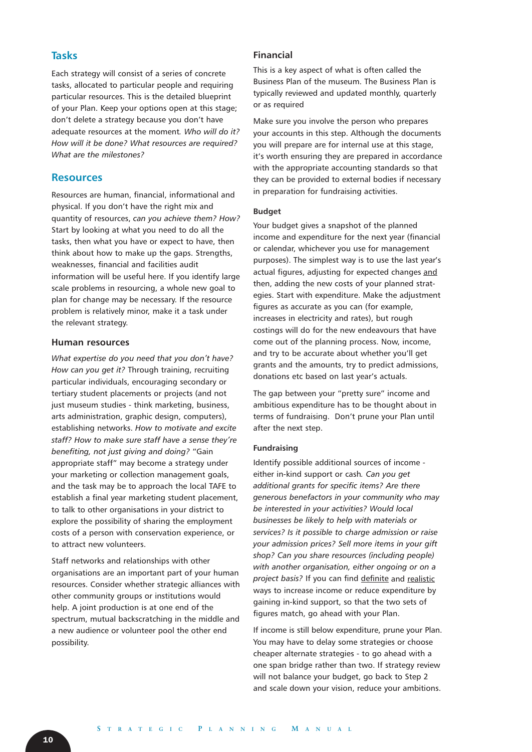## Tasks

Each strategy will consist of a series of concrete tasks, allocated to particular people and requiring particular resources. This is the detailed blueprint of your Plan. Keep your options open at this stage; don't delete a strategy because you don't have adequate resources at the moment. *Who will do it? How will it be done? What resources are required? What are the milestones?*

## Resources

Resources are human, financial, informational and physical. If you don't have the right mix and quantity of resources, *can you achieve them? How?* Start by looking at what you need to do all the tasks, then what you have or expect to have, then think about how to make up the gaps. Strengths, weaknesses, financial and facilities audit information will be useful here. If you identify large scale problems in resourcing, a whole new goal to plan for change may be necessary. If the resource problem is relatively minor, make it a task under the relevant strategy.

### Human resources

*What expertise do you need that you don't have? How can you get it?* Through training, recruiting particular individuals, encouraging secondary or tertiary student placements or projects (and not just museum studies - think marketing, business, arts administration, graphic design, computers), establishing networks. *How to motivate and excite staff? How to make sure staff have a sense they're benefiting, not just giving and doing?* "Gain appropriate staff" may become a strategy under your marketing or collection management goals, and the task may be to approach the local TAFE to establish a final year marketing student placement, to talk to other organisations in your district to explore the possibility of sharing the employment costs of a person with conservation experience, or to attract new volunteers.

Staff networks and relationships with other organisations are an important part of your human resources. Consider whether strategic alliances with other community groups or institutions would help. A joint production is at one end of the spectrum, mutual backscratching in the middle and a new audience or volunteer pool the other end possibility.

### Financial

This is a key aspect of what is often called the Business Plan of the museum. The Business Plan is typically reviewed and updated monthly, quarterly or as required

Make sure you involve the person who prepares your accounts in this step. Although the documents you will prepare are for internal use at this stage, it's worth ensuring they are prepared in accordance with the appropriate accounting standards so that they can be provided to external bodies if necessary in preparation for fundraising activities.

#### Budget

Your budget gives a snapshot of the planned income and expenditure for the next year (financial or calendar, whichever you use for management purposes). The simplest way is to use the last year's actual figures, adjusting for expected changes <u>and</u> then, adding the new costs of your planned strategies. Start with expenditure. Make the adjustment figures as accurate as you can (for example, increases in electricity and rates), but rough costings will do for the new endeavours that have come out of the planning process. Now, income, and try to be accurate about whether you'll get grants and the amounts, try to predict admissions, donations etc based on last year's actuals.

The gap between your "pretty sure" income and ambitious expenditure has to be thought about in terms of fundraising. Don't prune your Plan until after the next step.

#### Fundraising

Identify possible additional sources of income - either in-kind support or cash. *Can you get additional grants for specific items? Are there generous benefactors in your community who may be interested in your activities? Would local businesses be likely to help with materials or services? Is it possible to charge admission or raise your admission prices? Sell more items in your gift shop? Can you share resources (including people) with another organisation, either ongoing or on a project basis?* If you can find <u>definite</u> and <u>realistic</u> ways to increase income or reduce expenditure by gaining in-kind support, so that the two sets of figures match, go ahead with your Plan.

If income is still below expenditure, prune your Plan. You may have to delay some strategies or choose cheaper alternate strategies - to go ahead with a one span bridge rather than two. If strategy review will not balance your budget, go back to Step 2 and scale down your vision, reduce your ambitions.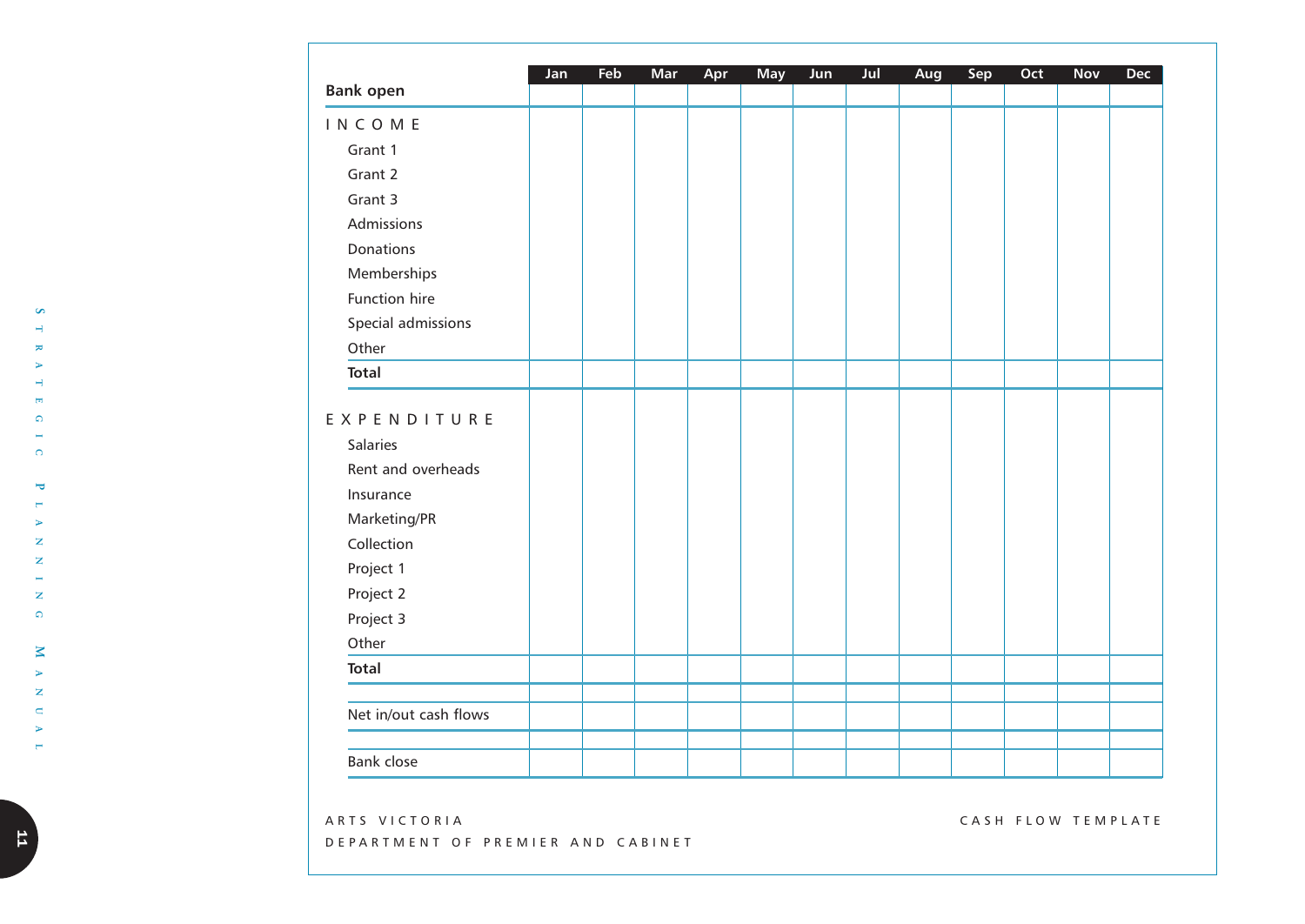| Bank open | Jan | Feb | Mar | Apr | May | Jun | Jul | Aug | Sep | Oct | Nov | Dec |
|---|---|---|---|---|---|---|---|---|---|---|---|---|
| **INCOME** | | | | | | | | | | | | |
| Grant 1 | | | | | | | | | | | | |
| Grant 2 | | | | | | | | | | | | |
| Grant 3 | | | | | | | | | | | | |
| Admissions | | | | | | | | | | | | |
| Donations | | | | | | | | | | | | |
| Memberships | | | | | | | | | | | | |
| Function hire | | | | | | | | | | | | |
| Special admissions | | | | | | | | | | | | |
| Other | | | | | | | | | | | | |
| **Total** | | | | | | | | | | | | |
| **EXPENDITURE** | | | | | | | | | | | | |
| Salaries | | | | | | | | | | | | |
| Rent and overheads | | | | | | | | | | | | |
| Insurance | | | | | | | | | | | | |
| Marketing/PR | | | | | | | | | | | | |
| Collection | | | | | | | | | | | | |
| Project 1 | | | | | | | | | | | | |
| Project 2 | | | | | | | | | | | | |
| Project 3 | | | | | | | | | | | | |
| Other | | | | | | | | | | | | |
| **Total** | | | | | | | | | | | | |
| Net in/out cash flows | | | | | | | | | | | | |
| Bank close | | | | | | | | | | | | |

ARTS VICTORIA
DEPARTMENT OF PREMIER AND CABINET

CASH FLOW TEMPLATE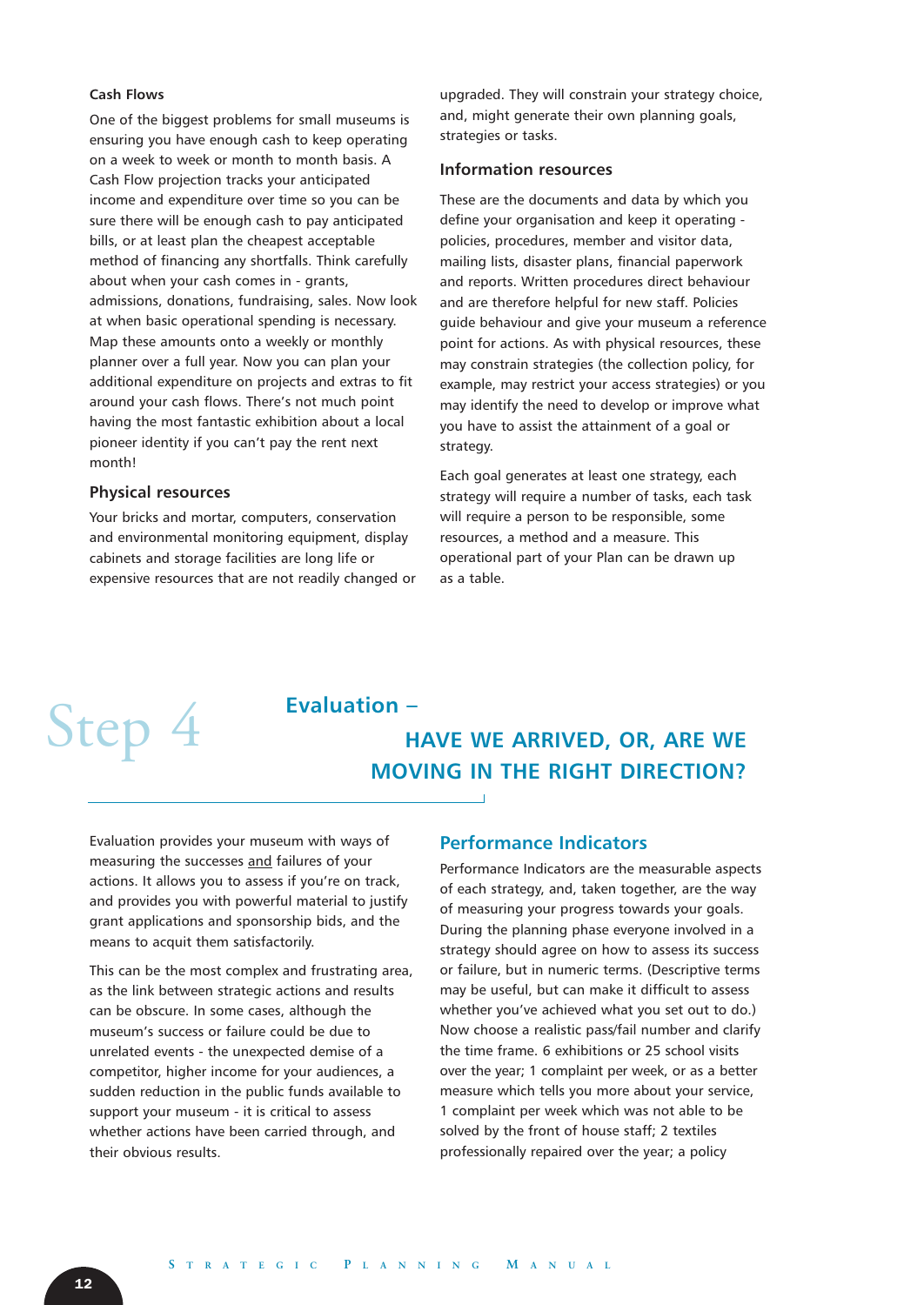### Cash Flows

One of the biggest problems for small museums is ensuring you have enough cash to keep operating on a week to week or month to month basis. A Cash Flow projection tracks your anticipated income and expenditure over time so you can be sure there will be enough cash to pay anticipated bills, or at least plan the cheapest acceptable method of financing any shortfalls. Think carefully about when your cash comes in - grants, admissions, donations, fundraising, sales. Now look at when basic operational spending is necessary. Map these amounts onto a weekly or monthly planner over a full year. Now you can plan your additional expenditure on projects and extras to fit around your cash flows. There's not much point having the most fantastic exhibition about a local pioneer identity if you can't pay the rent next month!

### Physical resources

Your bricks and mortar, computers, conservation and environmental monitoring equipment, display cabinets and storage facilities are long life or expensive resources that are not readily changed or upgraded. They will constrain your strategy choice, and, might generate their own planning goals, strategies or tasks.

### Information resources

These are the documents and data by which you define your organisation and keep it operating - policies, procedures, member and visitor data, mailing lists, disaster plans, financial paperwork and reports. Written procedures direct behaviour and are therefore helpful for new staff. Policies guide behaviour and give your museum a reference point for actions. As with physical resources, these may constrain strategies (the collection policy, for example, may restrict your access strategies) or you may identify the need to develop or improve what you have to assist the attainment of a goal or strategy.

Each goal generates at least one strategy, each strategy will require a number of tasks, each task will require a person to be responsible, some resources, a method and a measure. This operational part of your Plan can be drawn up as a table.

# Step 4 Evaluation – HAVE WE ARRIVED, OR, ARE WE MOVING IN THE RIGHT DIRECTION?

Evaluation provides your museum with ways of measuring the successes <u>and</u> failures of your actions. It allows you to assess if you're on track, and provides you with powerful material to justify grant applications and sponsorship bids, and the means to acquit them satisfactorily.

This can be the most complex and frustrating area, as the link between strategic actions and results can be obscure. In some cases, although the museum's success or failure could be due to unrelated events - the unexpected demise of a competitor, higher income for your audiences, a sudden reduction in the public funds available to support your museum - it is critical to assess whether actions have been carried through, and their obvious results.

## Performance Indicators

Performance Indicators are the measurable aspects of each strategy, and, taken together, are the way of measuring your progress towards your goals. During the planning phase everyone involved in a strategy should agree on how to assess its success or failure, but in numeric terms. (Descriptive terms may be useful, but can make it difficult to assess whether you've achieved what you set out to do.) Now choose a realistic pass/fail number and clarify the time frame. 6 exhibitions or 25 school visits over the year; 1 complaint per week, or as a better measure which tells you more about your service, 1 complaint per week which was not able to be solved by the front of house staff; 2 textiles professionally repaired over the year; a policy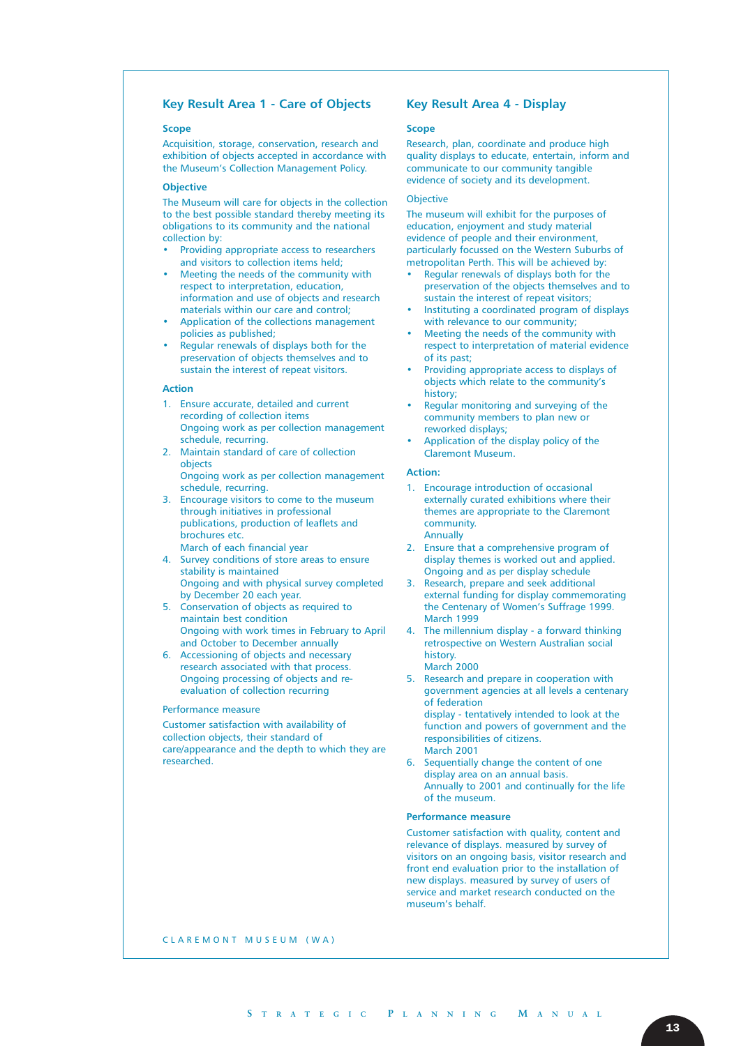## Key Result Area 1 - Care of Objects

### Scope

Acquisition, storage, conservation, research and exhibition of objects accepted in accordance with the Museum's Collection Management Policy.

### Objective

The Museum will care for objects in the collection to the best possible standard thereby meeting its obligations to its community and the national collection by:

- Providing appropriate access to researchers and visitors to collection items held;
- Meeting the needs of the community with respect to interpretation, education, information and use of objects and research materials within our care and control;
- Application of the collections management policies as published;
- Regular renewals of displays both for the preservation of objects themselves and to sustain the interest of repeat visitors.

### Action

1. Ensure accurate, detailed and current recording of collection items
   Ongoing work as per collection management schedule, recurring.
2. Maintain standard of care of collection objects
   Ongoing work as per collection management schedule, recurring.
3. Encourage visitors to come to the museum through initiatives in professional publications, production of leaflets and brochures etc.
   March of each financial year
4. Survey conditions of store areas to ensure stability is maintained
   Ongoing and with physical survey completed by December 20 each year.
5. Conservation of objects as required to maintain best condition
   Ongoing with work times in February to April and October to December annually
6. Accessioning of objects and necessary research associated with that process.
   Ongoing processing of objects and re-evaluation of collection recurring

### Performance measure

Customer satisfaction with availability of collection objects, their standard of care/appearance and the depth to which they are researched.

## Key Result Area 4 - Display

### Scope

Research, plan, coordinate and produce high quality displays to educate, entertain, inform and communicate to our community tangible evidence of society and its development.

### Objective

The museum will exhibit for the purposes of education, enjoyment and study material evidence of people and their environment, particularly focussed on the Western Suburbs of metropolitan Perth. This will be achieved by:

- Regular renewals of displays both for the preservation of the objects themselves and to sustain the interest of repeat visitors;
- Instituting a coordinated program of displays with relevance to our community;
- Meeting the needs of the community with respect to interpretation of material evidence of its past;
- Providing appropriate access to displays of objects which relate to the community's history;
- Regular monitoring and surveying of the community members to plan new or reworked displays;
- Application of the display policy of the Claremont Museum.

### Action:

1. Encourage introduction of occasional externally curated exhibitions where their themes are appropriate to the Claremont community.
   Annually
2. Ensure that a comprehensive program of display themes is worked out and applied.
   Ongoing and as per display schedule
3. Research, prepare and seek additional external funding for display commemorating the Centenary of Women's Suffrage 1999.
   March 1999
4. The millennium display - a forward thinking retrospective on Western Australian social history.
   March 2000
5. Research and prepare in cooperation with government agencies at all levels a centenary of federation
   display - tentatively intended to look at the function and powers of government and the responsibilities of citizens.
   March 2001
6. Sequentially change the content of one display area on an annual basis.
   Annually to 2001 and continually for the life of the museum.

### Performance measure

Customer satisfaction with quality, content and relevance of displays. measured by survey of visitors on an ongoing basis, visitor research and front end evaluation prior to the installation of new displays. measured by survey of users of service and market research conducted on the museum's behalf.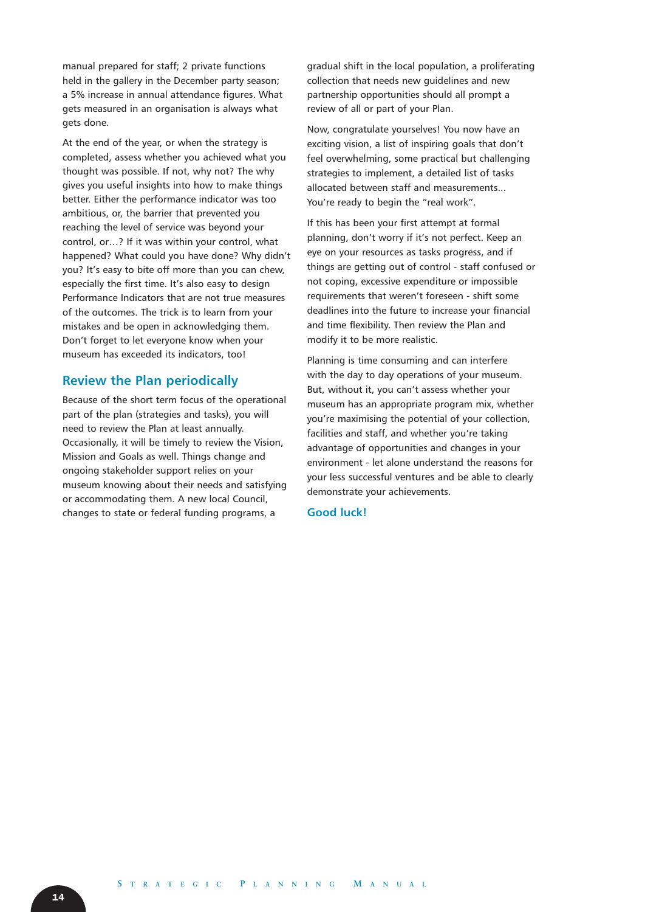manual prepared for staff; 2 private functions held in the gallery in the December party season; a 5% increase in annual attendance figures. What gets measured in an organisation is always what gets done.

At the end of the year, or when the strategy is completed, assess whether you achieved what you thought was possible. If not, why not? The why gives you useful insights into how to make things better. Either the performance indicator was too ambitious, or, the barrier that prevented you reaching the level of service was beyond your control, or…? If it was within your control, what happened? What could you have done? Why didn't you? It's easy to bite off more than you can chew, especially the first time. It's also easy to design Performance Indicators that are not true measures of the outcomes. The trick is to learn from your mistakes and be open in acknowledging them. Don't forget to let everyone know when your museum has exceeded its indicators, too!

## Review the Plan periodically

Because of the short term focus of the operational part of the plan (strategies and tasks), you will need to review the Plan at least annually. Occasionally, it will be timely to review the Vision, Mission and Goals as well. Things change and ongoing stakeholder support relies on your museum knowing about their needs and satisfying or accommodating them. A new local Council, changes to state or federal funding programs, a gradual shift in the local population, a proliferating collection that needs new guidelines and new partnership opportunities should all prompt a review of all or part of your Plan.

Now, congratulate yourselves! You now have an exciting vision, a list of inspiring goals that don't feel overwhelming, some practical but challenging strategies to implement, a detailed list of tasks allocated between staff and measurements... You're ready to begin the "real work".

If this has been your first attempt at formal planning, don't worry if it's not perfect. Keep an eye on your resources as tasks progress, and if things are getting out of control - staff confused or not coping, excessive expenditure or impossible requirements that weren't foreseen - shift some deadlines into the future to increase your financial and time flexibility. Then review the Plan and modify it to be more realistic.

Planning is time consuming and can interfere with the day to day operations of your museum. But, without it, you can't assess whether your museum has an appropriate program mix, whether you're maximising the potential of your collection, facilities and staff, and whether you're taking advantage of opportunities and changes in your environment - let alone understand the reasons for your less successful ventures and be able to clearly demonstrate your achievements.

## Good luck!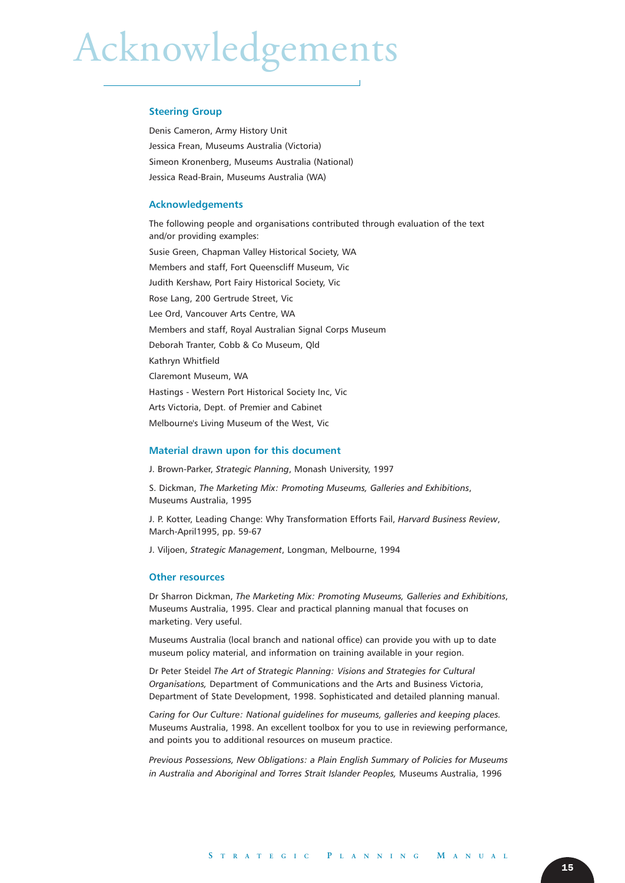# Acknowledgements

## Steering Group

Denis Cameron, Army History Unit

Jessica Frean, Museums Australia (Victoria)

Simeon Kronenberg, Museums Australia (National)

Jessica Read-Brain, Museums Australia (WA)

## Acknowledgements

The following people and organisations contributed through evaluation of the text and/or providing examples:

Susie Green, Chapman Valley Historical Society, WA

Members and staff, Fort Queenscliff Museum, Vic

Judith Kershaw, Port Fairy Historical Society, Vic

Rose Lang, 200 Gertrude Street, Vic

Lee Ord, Vancouver Arts Centre, WA

Members and staff, Royal Australian Signal Corps Museum

Deborah Tranter, Cobb & Co Museum, Qld

Kathryn Whitfield

Claremont Museum, WA

Hastings - Western Port Historical Society Inc, Vic

Arts Victoria, Dept. of Premier and Cabinet

Melbourne's Living Museum of the West, Vic

## Material drawn upon for this document

J. Brown-Parker, *Strategic Planning*, Monash University, 1997

S. Dickman, *The Marketing Mix: Promoting Museums, Galleries and Exhibitions*, Museums Australia, 1995

J. P. Kotter, Leading Change: Why Transformation Efforts Fail, *Harvard Business Review*, March-April1995, pp. 59-67

J. Viljoen, *Strategic Management*, Longman, Melbourne, 1994

## Other resources

Dr Sharron Dickman, *The Marketing Mix: Promoting Museums, Galleries and Exhibitions*, Museums Australia, 1995. Clear and practical planning manual that focuses on marketing. Very useful.

Museums Australia (local branch and national office) can provide you with up to date museum policy material, and information on training available in your region.

Dr Peter Steidel *The Art of Strategic Planning: Visions and Strategies for Cultural Organisations,* Department of Communications and the Arts and Business Victoria, Department of State Development, 1998. Sophisticated and detailed planning manual.

*Caring for Our Culture: National guidelines for museums, galleries and keeping places.* Museums Australia, 1998. An excellent toolbox for you to use in reviewing performance, and points you to additional resources on museum practice.

*Previous Possessions, New Obligations: a Plain English Summary of Policies for Museums in Australia and Aboriginal and Torres Strait Islander Peoples,* Museums Australia, 1996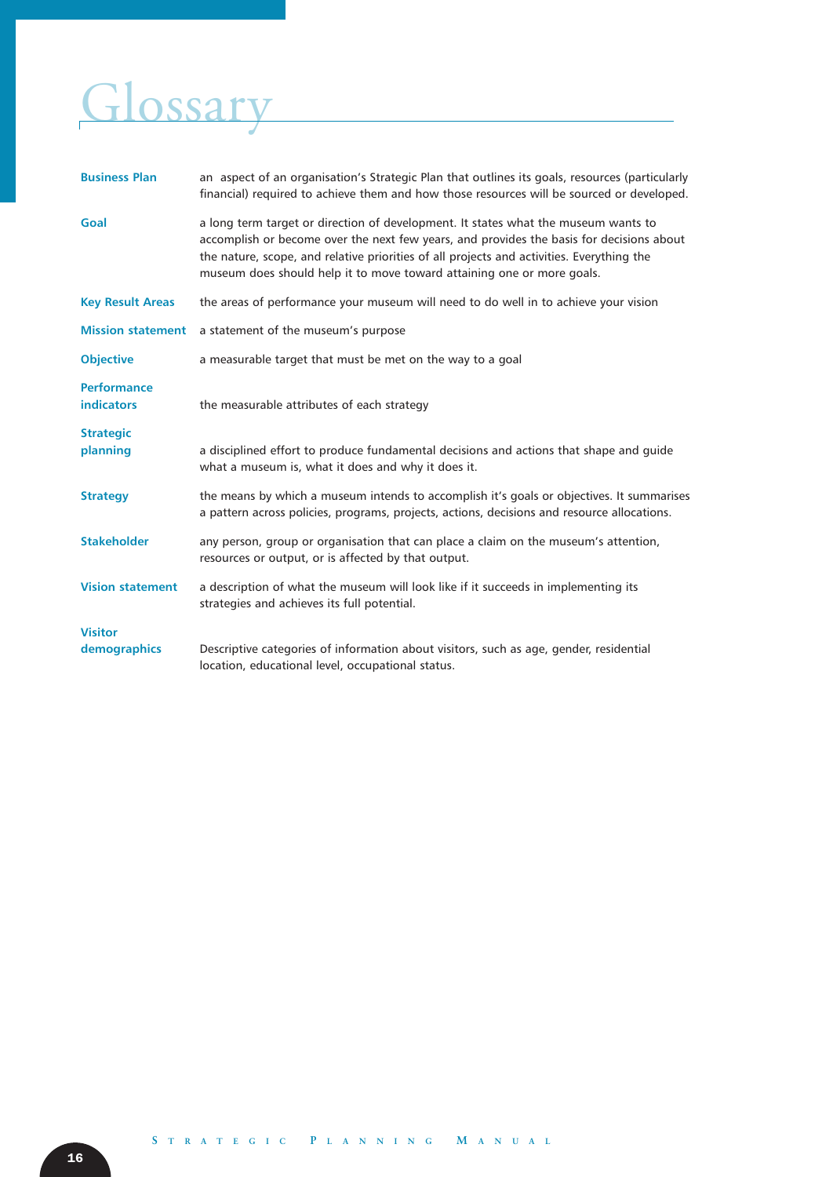# Glossary

**Business Plan** — an aspect of an organisation's Strategic Plan that outlines its goals, resources (particularly financial) required to achieve them and how those resources will be sourced or developed.

**Goal** — a long term target or direction of development. It states what the museum wants to accomplish or become over the next few years, and provides the basis for decisions about the nature, scope, and relative priorities of all projects and activities. Everything the museum does should help it to move toward attaining one or more goals.

**Key Result Areas** — the areas of performance your museum will need to do well in to achieve your vision

**Mission statement** — a statement of the museum's purpose

**Objective** — a measurable target that must be met on the way to a goal

**Performance indicators** — the measurable attributes of each strategy

**Strategic planning** — a disciplined effort to produce fundamental decisions and actions that shape and guide what a museum is, what it does and why it does it.

**Strategy** — the means by which a museum intends to accomplish it's goals or objectives. It summarises a pattern across policies, programs, projects, actions, decisions and resource allocations.

**Stakeholder** — any person, group or organisation that can place a claim on the museum's attention, resources or output, or is affected by that output.

**Vision statement** — a description of what the museum will look like if it succeeds in implementing its strategies and achieves its full potential.

**Visitor demographics** — Descriptive categories of information about visitors, such as age, gender, residential location, educational level, occupational status.